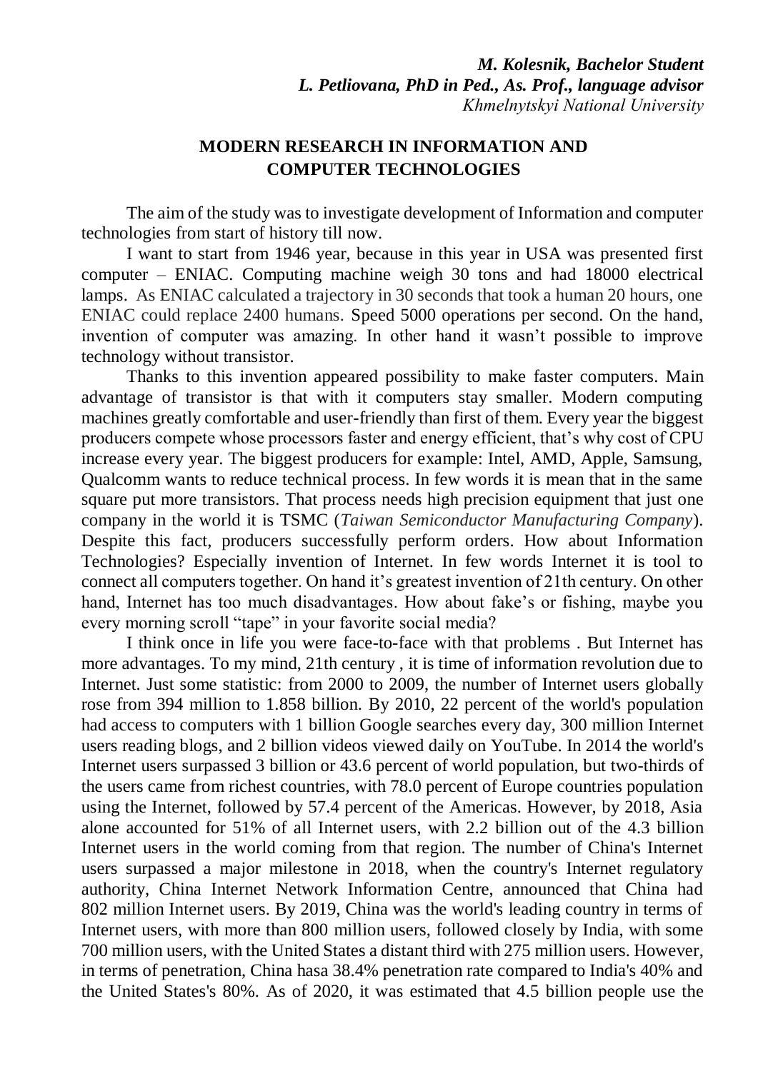***M. Kolesnik, Bachelor Student***
***L. Petliovana, PhD in Ped., As. Prof., language advisor***
*Khmelnytskyi National University*

## MODERN RESEARCH IN INFORMATION AND COMPUTER TECHNOLOGIES

The aim of the study was to investigate development of Information and computer technologies from start of history till now.

I want to start from 1946 year, because in this year in USA was presented first computer – ENIAC. Computing machine weigh 30 tons and had 18000 electrical lamps. As ENIAC calculated a trajectory in 30 seconds that took a human 20 hours, one ENIAC could replace 2400 humans. Speed 5000 operations per second. On the hand, invention of computer was amazing. In other hand it wasn't possible to improve technology without transistor.

Thanks to this invention appeared possibility to make faster computers. Main advantage of transistor is that with it computers stay smaller. Modern computing machines greatly comfortable and user-friendly than first of them. Every year the biggest producers compete whose processors faster and energy efficient, that's why cost of CPU increase every year. The biggest producers for example: Intel, AMD, Apple, Samsung, Qualcomm wants to reduce technical process. In few words it is mean that in the same square put more transistors. That process needs high precision equipment that just one company in the world it is TSMC (*Taiwan Semiconductor Manufacturing Company*). Despite this fact, producers successfully perform orders. How about Information Technologies? Especially invention of Internet. In few words Internet it is tool to connect all computers together. On hand it's greatest invention of 21th century. On other hand, Internet has too much disadvantages. How about fake's or fishing, maybe you every morning scroll "tape" in your favorite social media?

I think once in life you were face-to-face with that problems . But Internet has more advantages. To my mind, 21th century , it is time of information revolution due to Internet. Just some statistic: from 2000 to 2009, the number of Internet users globally rose from 394 million to 1.858 billion. By 2010, 22 percent of the world's population had access to computers with 1 billion Google searches every day, 300 million Internet users reading blogs, and 2 billion videos viewed daily on YouTube. In 2014 the world's Internet users surpassed 3 billion or 43.6 percent of world population, but two-thirds of the users came from richest countries, with 78.0 percent of Europe countries population using the Internet, followed by 57.4 percent of the Americas. However, by 2018, Asia alone accounted for 51% of all Internet users, with 2.2 billion out of the 4.3 billion Internet users in the world coming from that region. The number of China's Internet users surpassed a major milestone in 2018, when the country's Internet regulatory authority, China Internet Network Information Centre, announced that China had 802 million Internet users. By 2019, China was the world's leading country in terms of Internet users, with more than 800 million users, followed closely by India, with some 700 million users, with the United States a distant third with 275 million users. However, in terms of penetration, China hasa 38.4% penetration rate compared to India's 40% and the United States's 80%. As of 2020, it was estimated that 4.5 billion people use the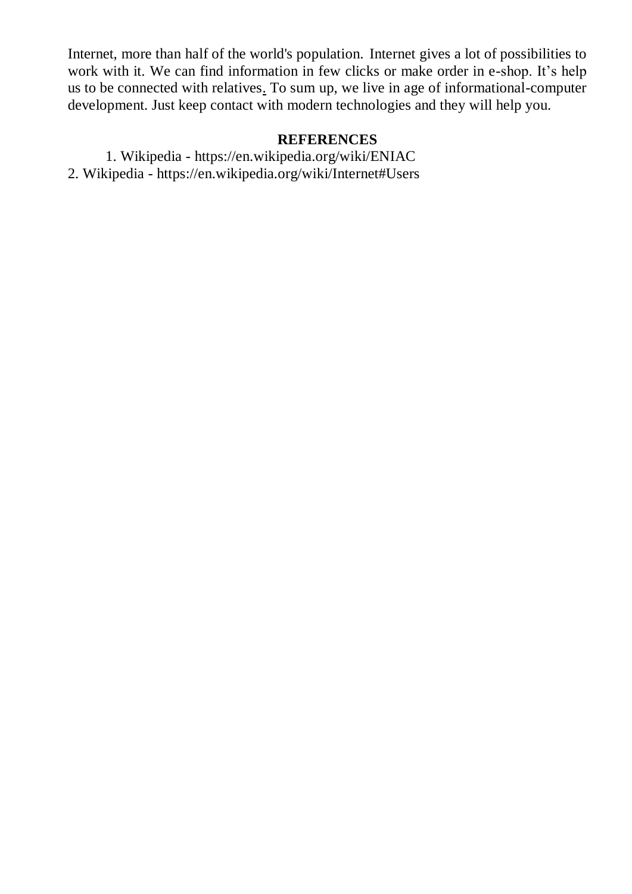Internet, more than half of the world's population. Internet gives a lot of possibilities to work with it. We can find information in few clicks or make order in e-shop. It's help us to be connected with relatives. To sum up, we live in age of informational-computer development. Just keep contact with modern technologies and they will help you.

## REFERENCES

1. Wikipedia - https://en.wikipedia.org/wiki/ENIAC
2. Wikipedia - https://en.wikipedia.org/wiki/Internet#Users